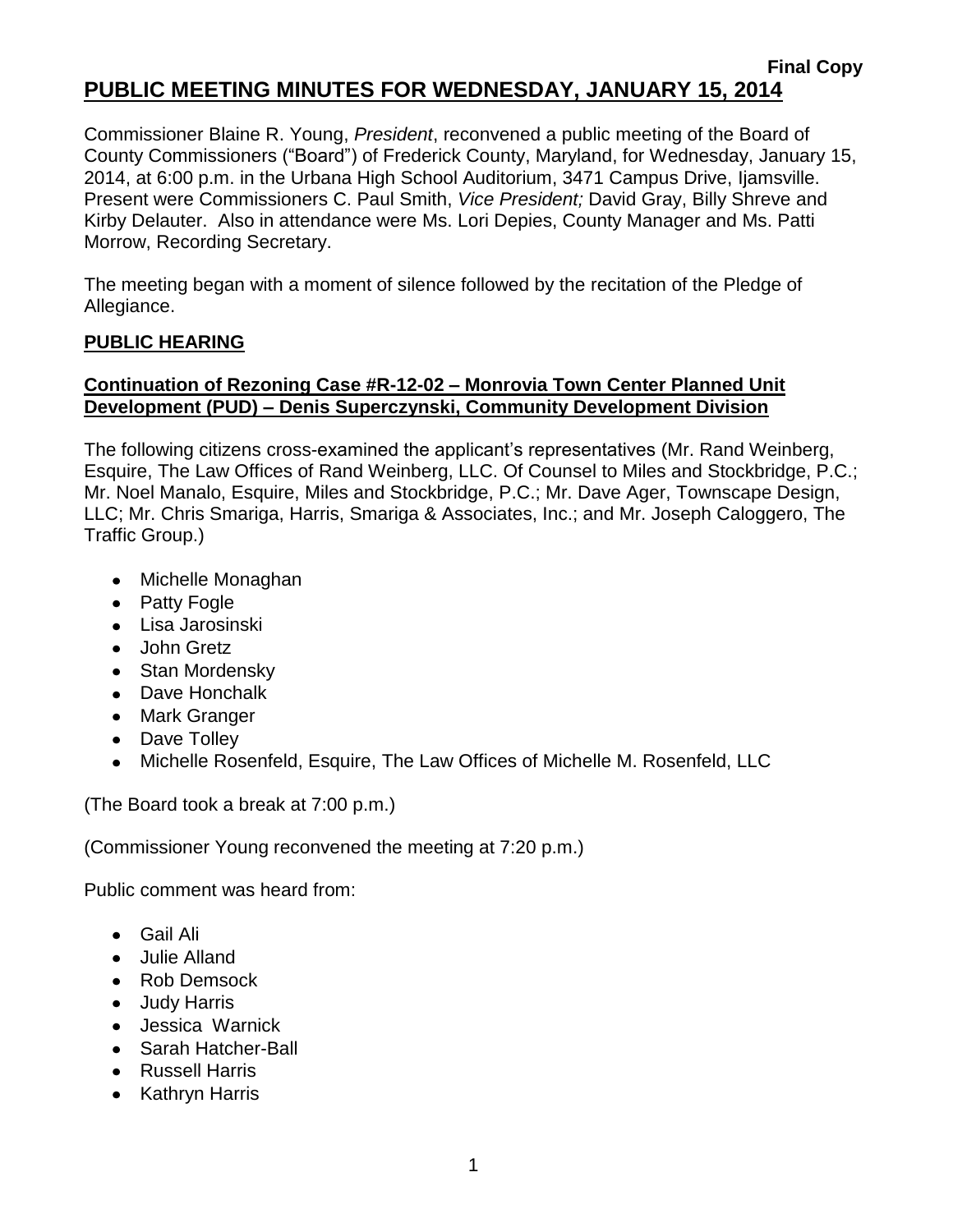**Final Copy**

# PUBLIC MEETING MINUTES FOR WEDNESDAY, JANUARY 15, 2014

Commissioner Blaine R. Young, *President*, reconvened a public meeting of the Board of County Commissioners ("Board") of Frederick County, Maryland, for Wednesday, January 15, 2014, at 6:00 p.m. in the Urbana High School Auditorium, 3471 Campus Drive, Ijamsville. Present were Commissioners C. Paul Smith, *Vice President;* David Gray, Billy Shreve and Kirby Delauter. Also in attendance were Ms. Lori Depies, County Manager and Ms. Patti Morrow, Recording Secretary.

The meeting began with a moment of silence followed by the recitation of the Pledge of Allegiance.

## PUBLIC HEARING

### Continuation of Rezoning Case #R-12-02 – Monrovia Town Center Planned Unit Development (PUD) – Denis Superczynski, Community Development Division

The following citizens cross-examined the applicant's representatives (Mr. Rand Weinberg, Esquire, The Law Offices of Rand Weinberg, LLC. Of Counsel to Miles and Stockbridge, P.C.; Mr. Noel Manalo, Esquire, Miles and Stockbridge, P.C.; Mr. Dave Ager, Townscape Design, LLC; Mr. Chris Smariga, Harris, Smariga & Associates, Inc.; and Mr. Joseph Caloggero, The Traffic Group.)

- Michelle Monaghan
- Patty Fogle
- Lisa Jarosinski
- John Gretz
- Stan Mordensky
- Dave Honchalk
- Mark Granger
- Dave Tolley
- Michelle Rosenfeld, Esquire, The Law Offices of Michelle M. Rosenfeld, LLC

(The Board took a break at 7:00 p.m.)

(Commissioner Young reconvened the meeting at 7:20 p.m.)

Public comment was heard from:

- Gail Ali
- Julie Alland
- Rob Demsock
- Judy Harris
- Jessica Warnick
- Sarah Hatcher-Ball
- Russell Harris
- Kathryn Harris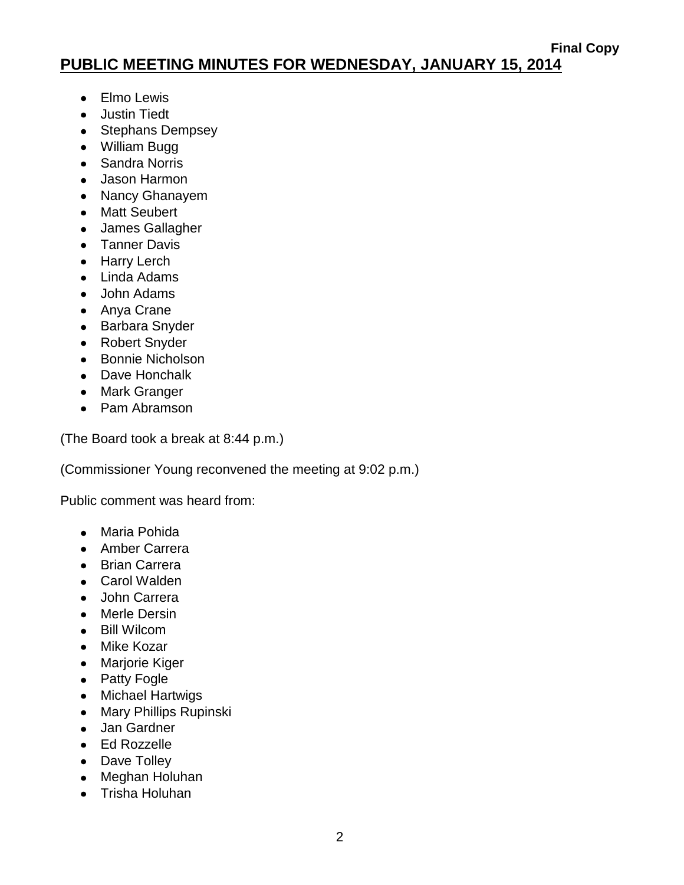- Elmo Lewis
- Justin Tiedt
- Stephans Dempsey
- William Bugg
- Sandra Norris
- Jason Harmon
- Nancy Ghanayem
- Matt Seubert
- James Gallagher
- Tanner Davis
- Harry Lerch
- Linda Adams
- John Adams
- Anya Crane
- Barbara Snyder
- Robert Snyder
- Bonnie Nicholson
- Dave Honchalk
- Mark Granger
- Pam Abramson

(The Board took a break at 8:44 p.m.)

(Commissioner Young reconvened the meeting at 9:02 p.m.)

Public comment was heard from:

- Maria Pohida
- Amber Carrera
- Brian Carrera
- Carol Walden
- John Carrera
- Merle Dersin
- Bill Wilcom
- Mike Kozar
- Marjorie Kiger
- Patty Fogle
- Michael Hartwigs
- Mary Phillips Rupinski
- Jan Gardner
- Ed Rozzelle
- Dave Tolley
- Meghan Holuhan
- Trisha Holuhan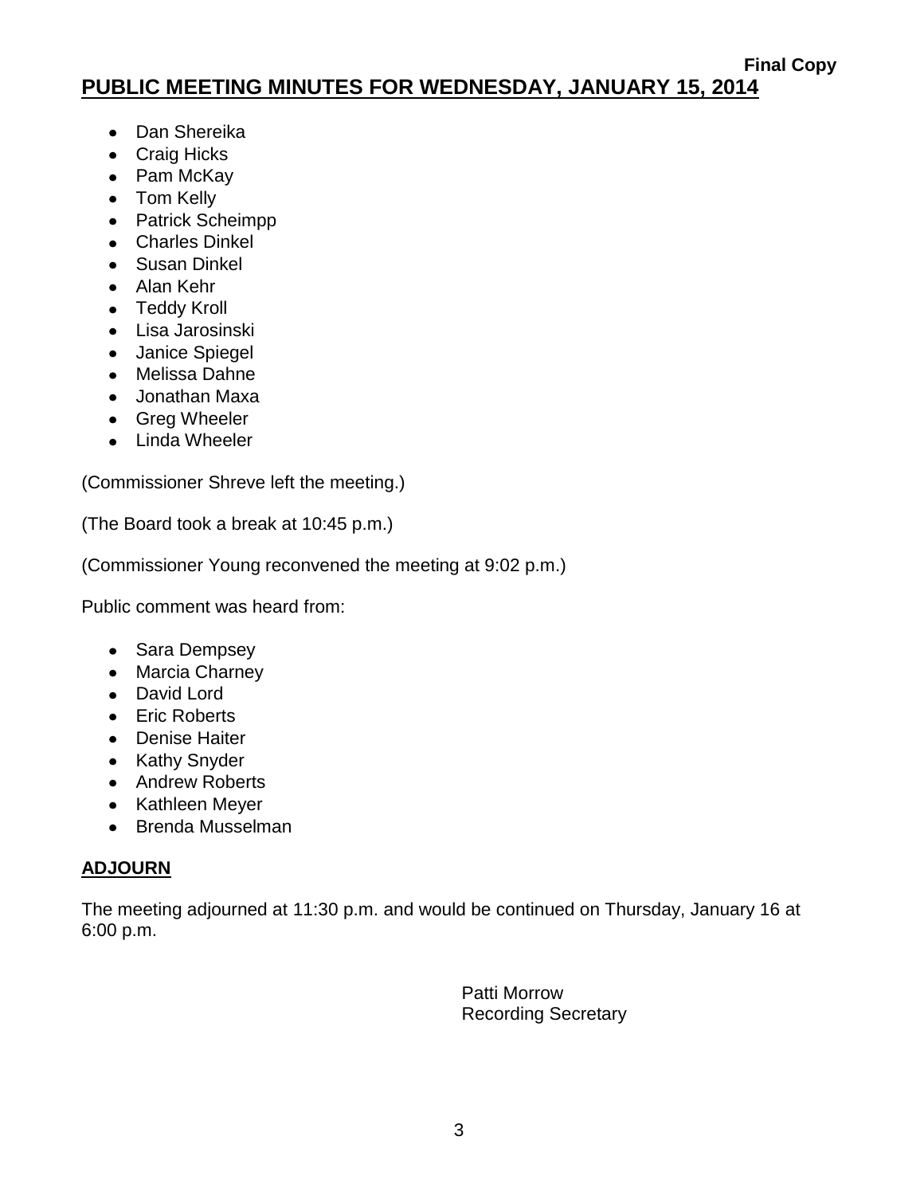**Final Copy**

# PUBLIC MEETING MINUTES FOR WEDNESDAY, JANUARY 15, 2014

- Dan Shereika
- Craig Hicks
- Pam McKay
- Tom Kelly
- Patrick Scheimpp
- Charles Dinkel
- Susan Dinkel
- Alan Kehr
- Teddy Kroll
- Lisa Jarosinski
- Janice Spiegel
- Melissa Dahne
- Jonathan Maxa
- Greg Wheeler
- Linda Wheeler

(Commissioner Shreve left the meeting.)

(The Board took a break at 10:45 p.m.)

(Commissioner Young reconvened the meeting at 9:02 p.m.)

Public comment was heard from:

- Sara Dempsey
- Marcia Charney
- David Lord
- Eric Roberts
- Denise Haiter
- Kathy Snyder
- Andrew Roberts
- Kathleen Meyer
- Brenda Musselman

## ADJOURN

The meeting adjourned at 11:30 p.m. and would be continued on Thursday, January 16 at 6:00 p.m.

Patti Morrow
Recording Secretary